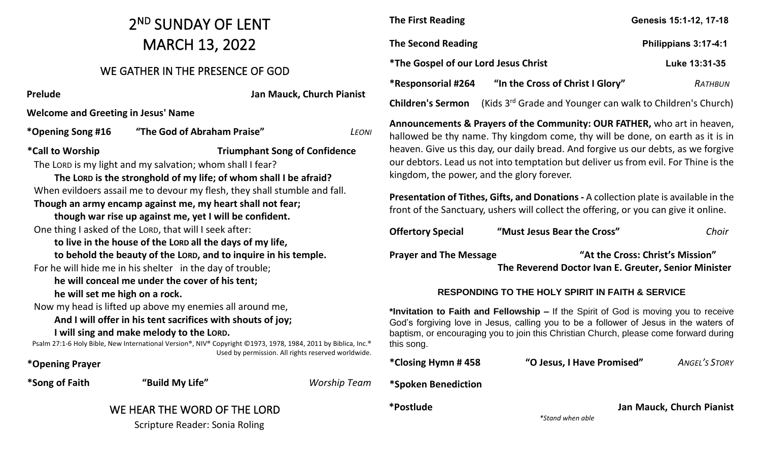# 2[ND] SUNDAY OF LENT
# MARCH 13, 2022

## WE GATHER IN THE PRESENCE OF GOD

**Prelude** **Jan Mauck, Church Pianist**

**Welcome and Greeting in Jesus' Name**

**\*Opening Song #16 "The God of Abraham Praise"** *LEONI*

**\*Call to Worship** **Triumphant Song of Confidence**

The LORD is my light and my salvation; whom shall I fear?
**The LORD is the stronghold of my life; of whom shall I be afraid?**
When evildoers assail me to devour my flesh, they shall stumble and fall.
**Though an army encamp against me, my heart shall not fear;**
**though war rise up against me, yet I will be confident.**
One thing I asked of the LORD, that will I seek after:
**to live in the house of the LORD all the days of my life,**
**to behold the beauty of the LORD, and to inquire in his temple.**
For he will hide me in his shelter in the day of trouble;
**he will conceal me under the cover of his tent;**
**he will set me high on a rock.**
Now my head is lifted up above my enemies all around me,
**And I will offer in his tent sacrifices with shouts of joy;**
**I will sing and make melody to the LORD.**

Psalm 27:1-6 Holy Bible, New International Version®, NIV® Copyright ©1973, 1978, 1984, 2011 by Biblica, Inc.® Used by permission. All rights reserved worldwide.

**\*Opening Prayer**

**\*Song of Faith "Build My Life"** *Worship Team*

## WE HEAR THE WORD OF THE LORD

Scripture Reader: Sonia Roling

**The First Reading** **Genesis 15:1-12, 17-18**

**The Second Reading** **Philippians 3:17-4:1**

**\*The Gospel of our Lord Jesus Christ** **Luke 13:31-35**

**\*Responsorial #264 "In the Cross of Christ I Glory"** *RATHBUN*

**Children's Sermon** (Kids 3[rd] Grade and Younger can walk to Children's Church)

**Announcements & Prayers of the Community: OUR FATHER,** who art in heaven, hallowed be thy name. Thy kingdom come, thy will be done, on earth as it is in heaven. Give us this day, our daily bread. And forgive us our debts, as we forgive our debtors. Lead us not into temptation but deliver us from evil. For Thine is the kingdom, the power, and the glory forever.

**Presentation of Tithes, Gifts, and Donations -** A collection plate is available in the front of the Sanctuary, ushers will collect the offering, or you can give it online.

**Offertory Special "Must Jesus Bear the Cross"** *Choir*

**Prayer and The Message** **"At the Cross: Christ's Mission"**
**The Reverend Doctor Ivan E. Greuter, Senior Minister**

### RESPONDING TO THE HOLY SPIRIT IN FAITH & SERVICE

**\*Invitation to Faith and Fellowship –** If the Spirit of God is moving you to receive God's forgiving love in Jesus, calling you to be a follower of Jesus in the waters of baptism, or encouraging you to join this Christian Church, please come forward during this song.

**\*Closing Hymn # 458 "O Jesus, I Have Promised"** *ANGEL'S STORY*

**\*Spoken Benediction**

**\*Postlude** **Jan Mauck, Church Pianist**

*\*Stand when able*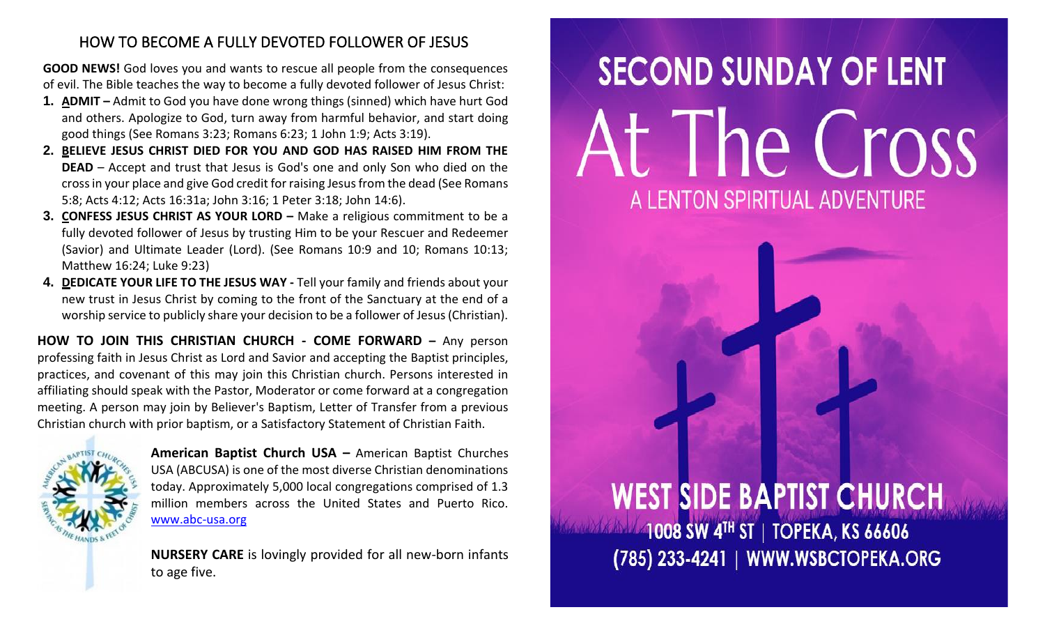## HOW TO BECOME A FULLY DEVOTED FOLLOWER OF JESUS

**GOOD NEWS!** God loves you and wants to rescue all people from the consequences of evil. The Bible teaches the way to become a fully devoted follower of Jesus Christ:

1. **ADMIT –** Admit to God you have done wrong things (sinned) which have hurt God and others. Apologize to God, turn away from harmful behavior, and start doing good things (See Romans 3:23; Romans 6:23; 1 John 1:9; Acts 3:19).
2. **BELIEVE JESUS CHRIST DIED FOR YOU AND GOD HAS RAISED HIM FROM THE DEAD** – Accept and trust that Jesus is God's one and only Son who died on the cross in your place and give God credit for raising Jesus from the dead (See Romans 5:8; Acts 4:12; Acts 16:31a; John 3:16; 1 Peter 3:18; John 14:6).
3. **CONFESS JESUS CHRIST AS YOUR LORD –** Make a religious commitment to be a fully devoted follower of Jesus by trusting Him to be your Rescuer and Redeemer (Savior) and Ultimate Leader (Lord). (See Romans 10:9 and 10; Romans 10:13; Matthew 16:24; Luke 9:23)
4. **DEDICATE YOUR LIFE TO THE JESUS WAY -** Tell your family and friends about your new trust in Jesus Christ by coming to the front of the Sanctuary at the end of a worship service to publicly share your decision to be a follower of Jesus (Christian).

**HOW TO JOIN THIS CHRISTIAN CHURCH - COME FORWARD –** Any person professing faith in Jesus Christ as Lord and Savior and accepting the Baptist principles, practices, and covenant of this may join this Christian church. Persons interested in affiliating should speak with the Pastor, Moderator or come forward at a congregation meeting. A person may join by Believer's Baptism, Letter of Transfer from a previous Christian church with prior baptism, or a Satisfactory Statement of Christian Faith.

**American Baptist Church USA –** American Baptist Churches USA (ABCUSA) is one of the most diverse Christian denominations today. Approximately 5,000 local congregations comprised of 1.3 million members across the United States and Puerto Rico. www.abc-usa.org

**NURSERY CARE** is lovingly provided for all new-born infants to age five.

# SECOND SUNDAY OF LENT

# At The Cross

## A LENTON SPIRITUAL ADVENTURE

## WEST SIDE BAPTIST CHURCH

1008 SW 4TH ST | TOPEKA, KS 66606

(785) 233-4241 | WWW.WSBCTOPEKA.ORG